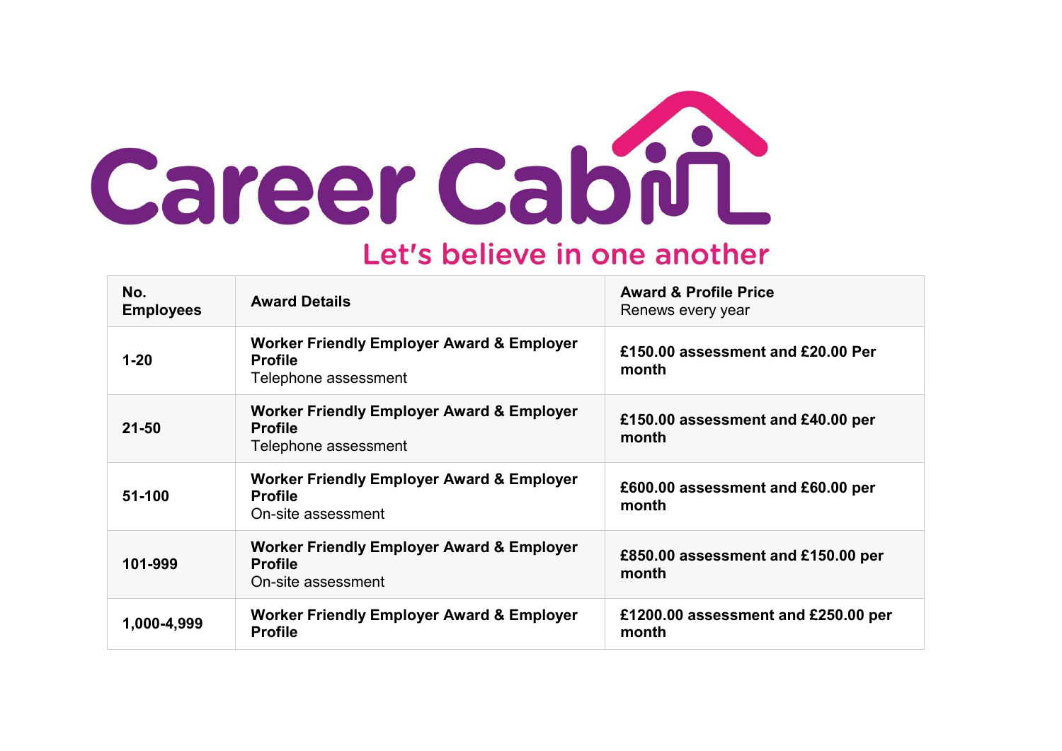# Career Cabin

Let's believe in one another

| **No. Employees** | **Award Details** | **Award & Profile Price** Renews every year |
|---|---|---|
| **1-20** | **Worker Friendly Employer Award & Employer Profile** Telephone assessment | **£150.00 assessment and £20.00 Per month** |
| **21-50** | **Worker Friendly Employer Award & Employer Profile** Telephone assessment | **£150.00 assessment and £40.00 per month** |
| **51-100** | **Worker Friendly Employer Award & Employer Profile** On-site assessment | **£600.00 assessment and £60.00 per month** |
| **101-999** | **Worker Friendly Employer Award & Employer Profile** On-site assessment | **£850.00 assessment and £150.00 per month** |
| **1,000-4,999** | **Worker Friendly Employer Award & Employer Profile** | **£1200.00 assessment and £250.00 per month** |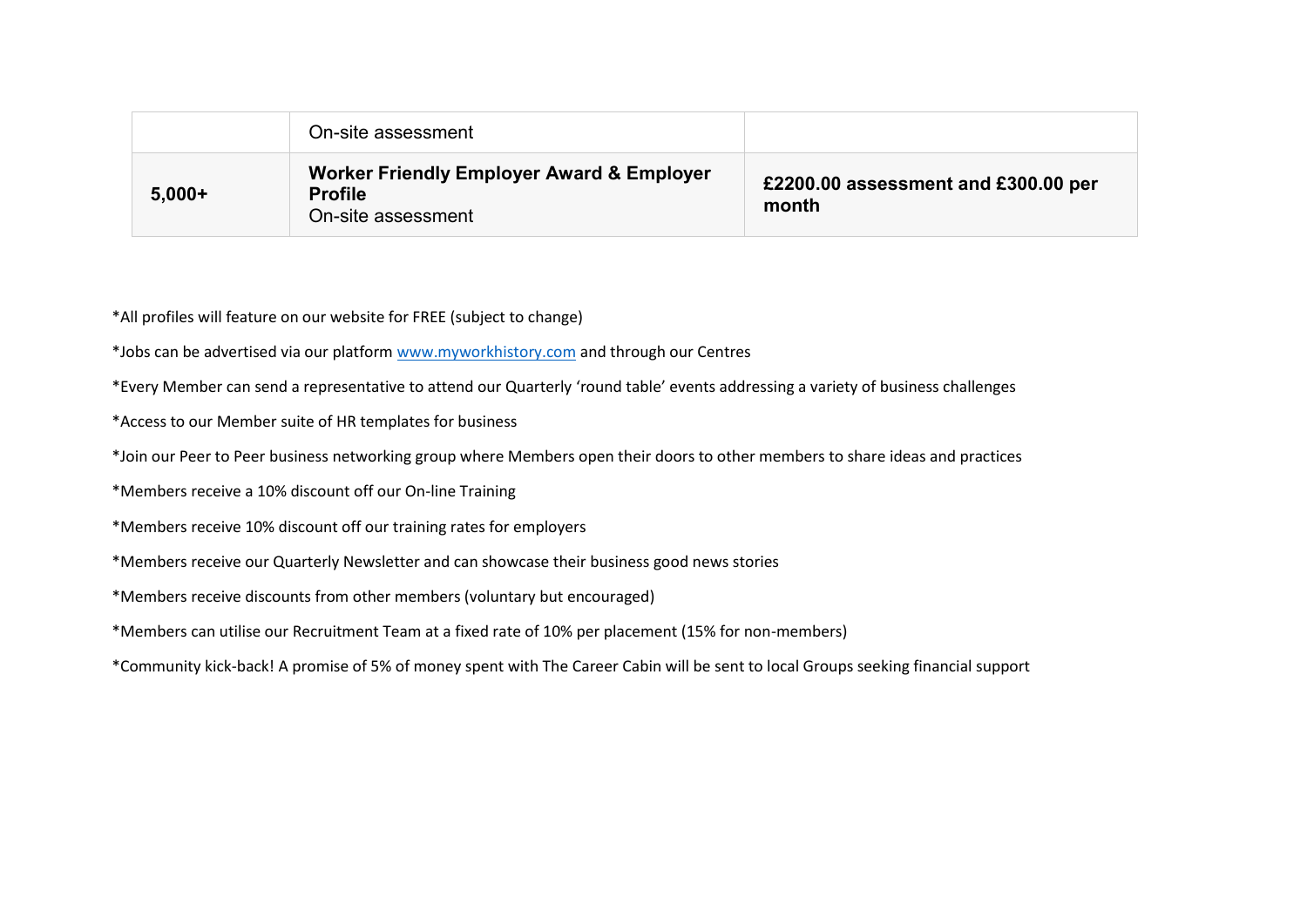| | | |
|---|---|---|
| | On-site assessment | |
| **5,000+** | **Worker Friendly Employer Award & Employer Profile**<br>On-site assessment | **£2200.00 assessment and £300.00 per month** |

*All profiles will feature on our website for FREE (subject to change)

*Jobs can be advertised via our platform [www.myworkhistory.com](http://www.myworkhistory.com) and through our Centres

*Every Member can send a representative to attend our Quarterly 'round table' events addressing a variety of business challenges

*Access to our Member suite of HR templates for business

*Join our Peer to Peer business networking group where Members open their doors to other members to share ideas and practices

*Members receive a 10% discount off our On-line Training

*Members receive 10% discount off our training rates for employers

*Members receive our Quarterly Newsletter and can showcase their business good news stories

*Members receive discounts from other members (voluntary but encouraged)

*Members can utilise our Recruitment Team at a fixed rate of 10% per placement (15% for non-members)

*Community kick-back! A promise of 5% of money spent with The Career Cabin will be sent to local Groups seeking financial support